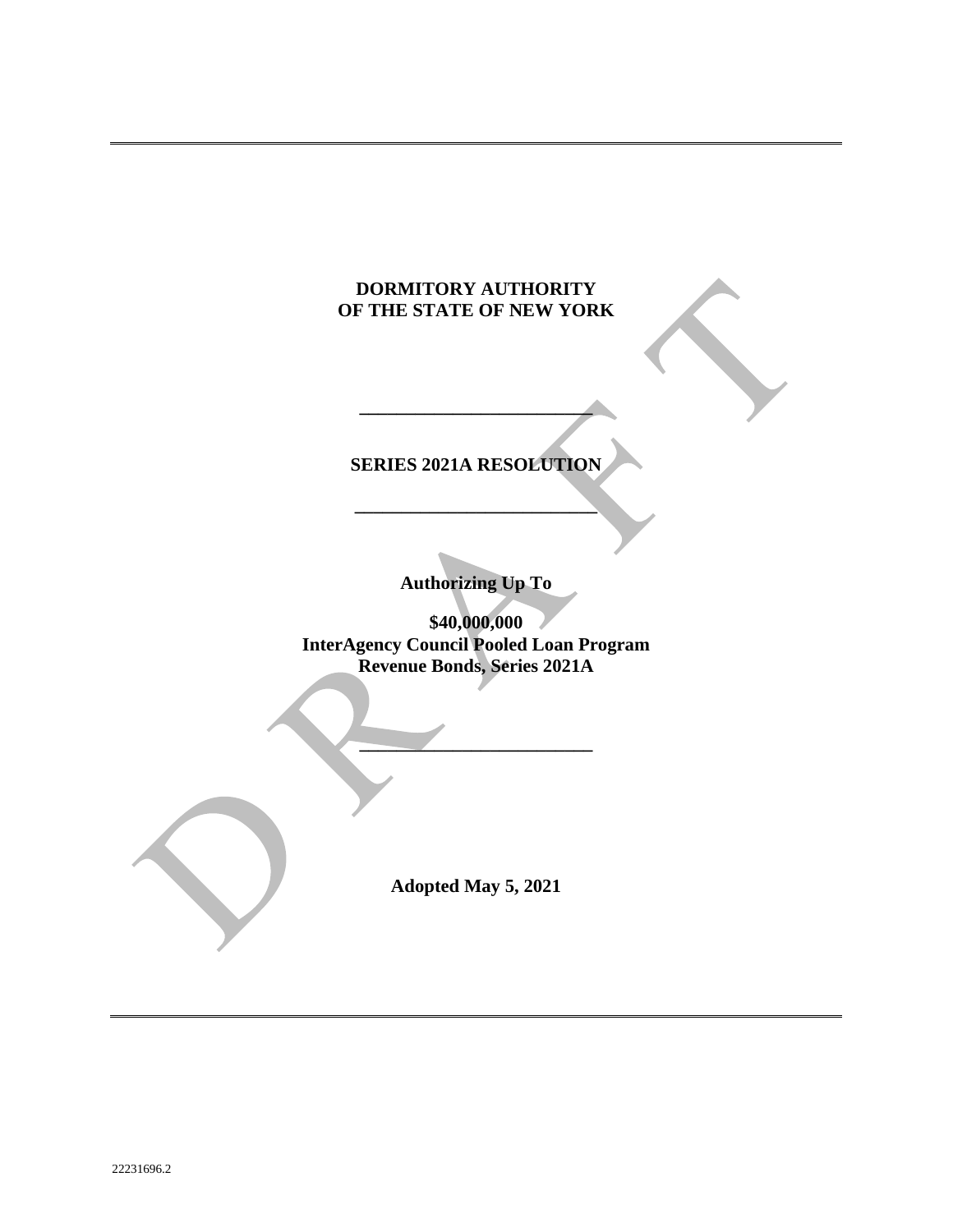**DORMITORY AUTHORITY**
**OF THE STATE OF NEW YORK**

---

**SERIES 2021A RESOLUTION**

---

**Authorizing Up To**

**$40,000,000**
**InterAgency Council Pooled Loan Program**
**Revenue Bonds, Series 2021A**

---

**Adopted May 5, 2021**

22231696.2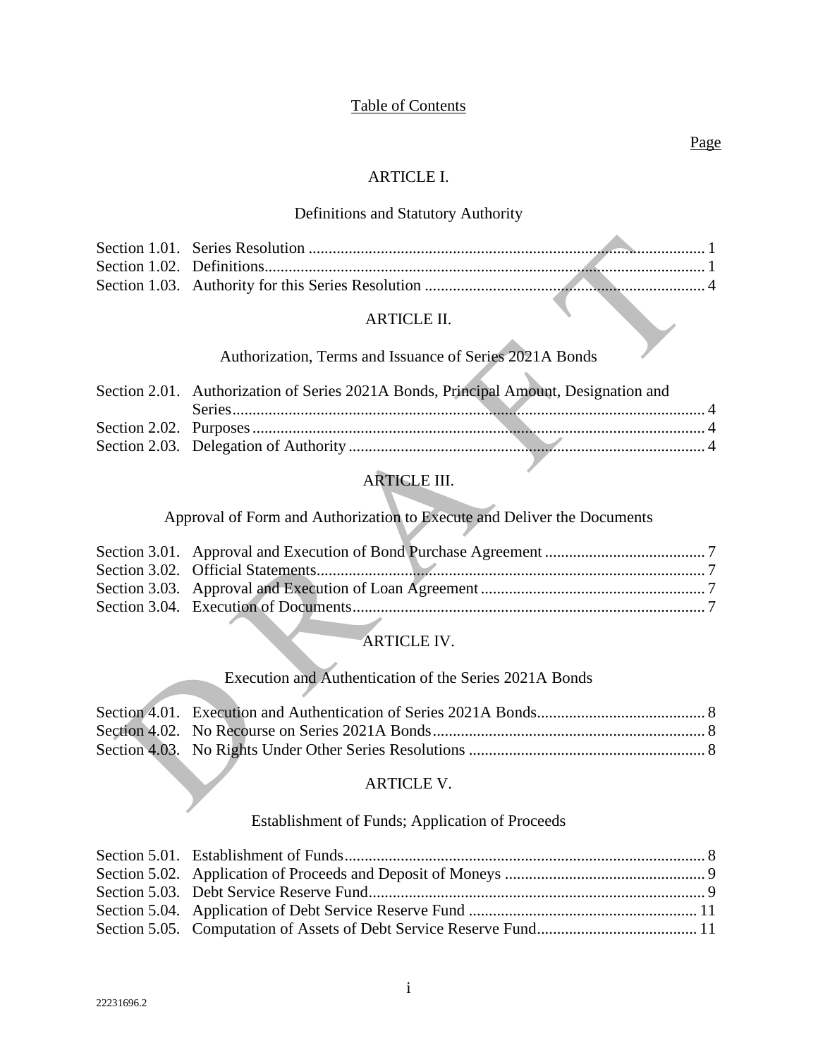Table of Contents

Page

ARTICLE I.

Definitions and Statutory Authority

| | | |
|---|---|---|
| Section 1.01. | Series Resolution | 1 |
| Section 1.02. | Definitions | 1 |
| Section 1.03. | Authority for this Series Resolution | 4 |

ARTICLE II.

Authorization, Terms and Issuance of Series 2021A Bonds

| | | |
|---|---|---|
| Section 2.01. | Authorization of Series 2021A Bonds, Principal Amount, Designation and Series | 4 |
| Section 2.02. | Purposes | 4 |
| Section 2.03. | Delegation of Authority | 4 |

ARTICLE III.

Approval of Form and Authorization to Execute and Deliver the Documents

| | | |
|---|---|---|
| Section 3.01. | Approval and Execution of Bond Purchase Agreement | 7 |
| Section 3.02. | Official Statements | 7 |
| Section 3.03. | Approval and Execution of Loan Agreement | 7 |
| Section 3.04. | Execution of Documents | 7 |

ARTICLE IV.

Execution and Authentication of the Series 2021A Bonds

| | | |
|---|---|---|
| Section 4.01. | Execution and Authentication of Series 2021A Bonds | 8 |
| Section 4.02. | No Recourse on Series 2021A Bonds | 8 |
| Section 4.03. | No Rights Under Other Series Resolutions | 8 |

ARTICLE V.

Establishment of Funds; Application of Proceeds

| | | |
|---|---|---|
| Section 5.01. | Establishment of Funds | 8 |
| Section 5.02. | Application of Proceeds and Deposit of Moneys | 9 |
| Section 5.03. | Debt Service Reserve Fund | 9 |
| Section 5.04. | Application of Debt Service Reserve Fund | 11 |
| Section 5.05. | Computation of Assets of Debt Service Reserve Fund | 11 |

22231696.2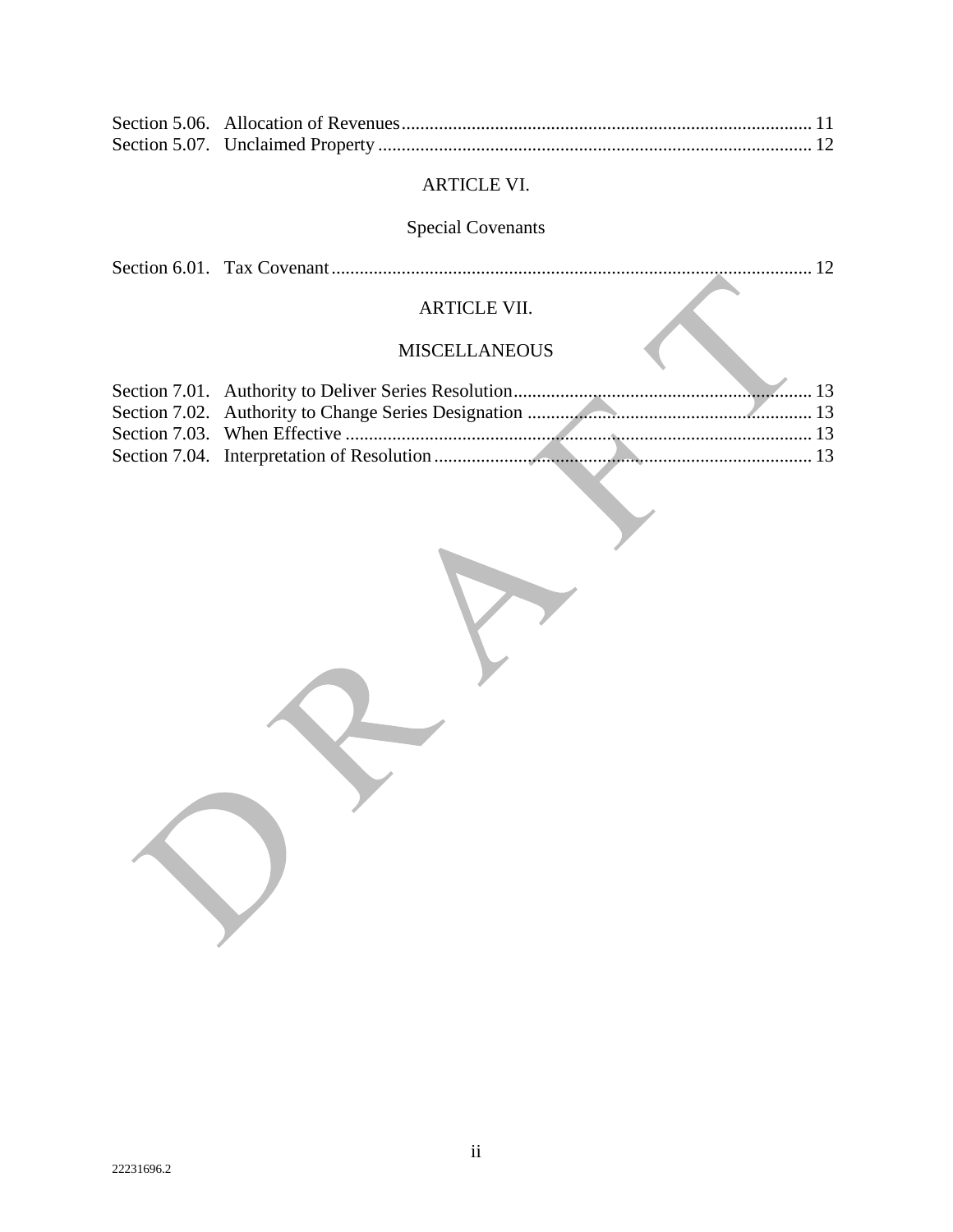Section 5.06. Allocation of Revenues ........................................................................................ 11
Section 5.07. Unclaimed Property .............................................................................................. 12

ARTICLE VI.

Special Covenants

Section 6.01. Tax Covenant ........................................................................................................ 12

ARTICLE VII.

MISCELLANEOUS

Section 7.01. Authority to Deliver Series Resolution .................................................................. 13
Section 7.02. Authority to Change Series Designation ............................................................... 13
Section 7.03. When Effective ...................................................................................................... 13
Section 7.04. Interpretation of Resolution .................................................................................. 13

DRAFT

22231696.2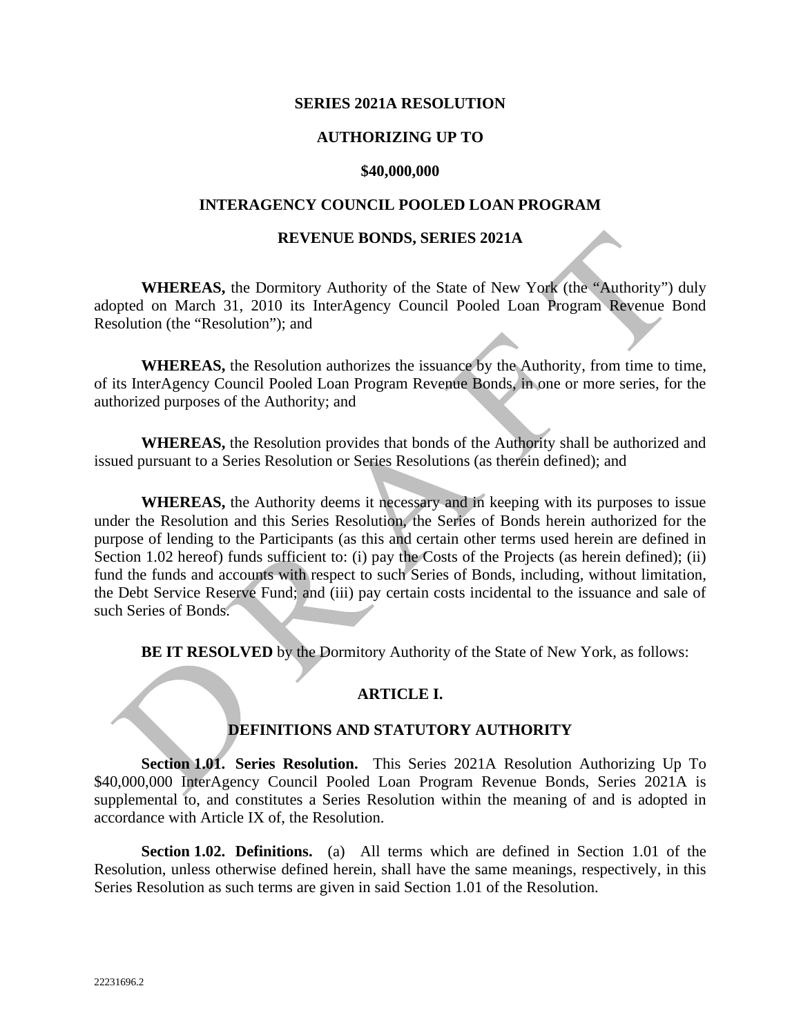**SERIES 2021A RESOLUTION**

**AUTHORIZING UP TO**

**$40,000,000**

**INTERAGENCY COUNCIL POOLED LOAN PROGRAM**

**REVENUE BONDS, SERIES 2021A**

**WHEREAS,** the Dormitory Authority of the State of New York (the "Authority") duly adopted on March 31, 2010 its InterAgency Council Pooled Loan Program Revenue Bond Resolution (the "Resolution"); and

**WHEREAS,** the Resolution authorizes the issuance by the Authority, from time to time, of its InterAgency Council Pooled Loan Program Revenue Bonds, in one or more series, for the authorized purposes of the Authority; and

**WHEREAS,** the Resolution provides that bonds of the Authority shall be authorized and issued pursuant to a Series Resolution or Series Resolutions (as therein defined); and

**WHEREAS,** the Authority deems it necessary and in keeping with its purposes to issue under the Resolution and this Series Resolution, the Series of Bonds herein authorized for the purpose of lending to the Participants (as this and certain other terms used herein are defined in Section 1.02 hereof) funds sufficient to: (i) pay the Costs of the Projects (as herein defined); (ii) fund the funds and accounts with respect to such Series of Bonds, including, without limitation, the Debt Service Reserve Fund; and (iii) pay certain costs incidental to the issuance and sale of such Series of Bonds.

**BE IT RESOLVED** by the Dormitory Authority of the State of New York, as follows:

## ARTICLE I.

## DEFINITIONS AND STATUTORY AUTHORITY

**Section 1.01. Series Resolution.** This Series 2021A Resolution Authorizing Up To $40,000,000 InterAgency Council Pooled Loan Program Revenue Bonds, Series 2021A is supplemental to, and constitutes a Series Resolution within the meaning of and is adopted in accordance with Article IX of, the Resolution.

**Section 1.02. Definitions.** (a) All terms which are defined in Section 1.01 of the Resolution, unless otherwise defined herein, shall have the same meanings, respectively, in this Series Resolution as such terms are given in said Section 1.01 of the Resolution.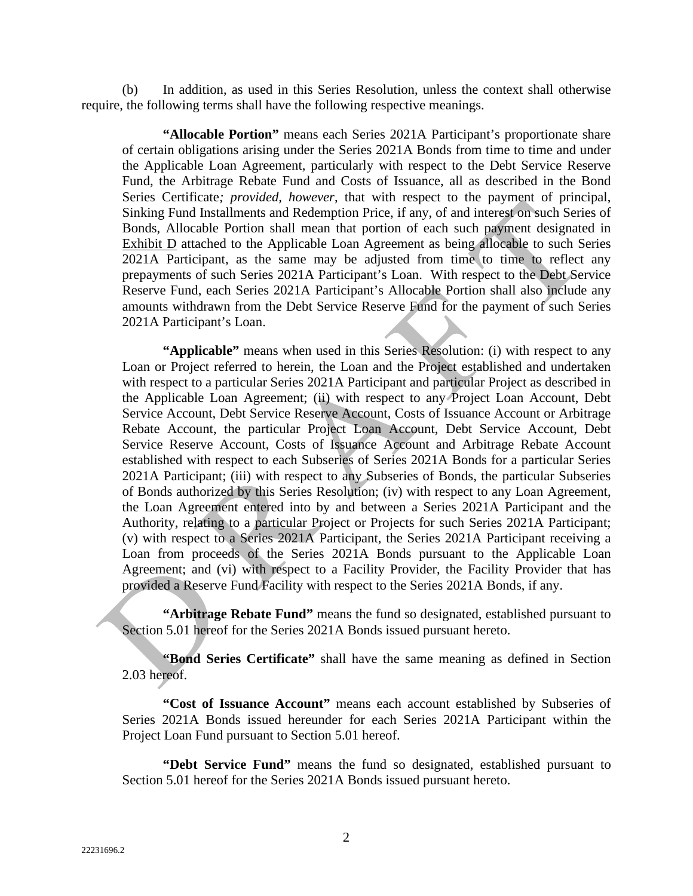(b) In addition, as used in this Series Resolution, unless the context shall otherwise require, the following terms shall have the following respective meanings.

**"Allocable Portion"** means each Series 2021A Participant's proportionate share of certain obligations arising under the Series 2021A Bonds from time to time and under the Applicable Loan Agreement, particularly with respect to the Debt Service Reserve Fund, the Arbitrage Rebate Fund and Costs of Issuance, all as described in the Bond Series Certificate*; provided, however*, that with respect to the payment of principal, Sinking Fund Installments and Redemption Price, if any, of and interest on such Series of Bonds, Allocable Portion shall mean that portion of each such payment designated in Exhibit D attached to the Applicable Loan Agreement as being allocable to such Series 2021A Participant, as the same may be adjusted from time to time to reflect any prepayments of such Series 2021A Participant's Loan. With respect to the Debt Service Reserve Fund, each Series 2021A Participant's Allocable Portion shall also include any amounts withdrawn from the Debt Service Reserve Fund for the payment of such Series 2021A Participant's Loan.

**"Applicable"** means when used in this Series Resolution: (i) with respect to any Loan or Project referred to herein, the Loan and the Project established and undertaken with respect to a particular Series 2021A Participant and particular Project as described in the Applicable Loan Agreement; (ii) with respect to any Project Loan Account, Debt Service Account, Debt Service Reserve Account, Costs of Issuance Account or Arbitrage Rebate Account, the particular Project Loan Account, Debt Service Account, Debt Service Reserve Account, Costs of Issuance Account and Arbitrage Rebate Account established with respect to each Subseries of Series 2021A Bonds for a particular Series 2021A Participant; (iii) with respect to any Subseries of Bonds, the particular Subseries of Bonds authorized by this Series Resolution; (iv) with respect to any Loan Agreement, the Loan Agreement entered into by and between a Series 2021A Participant and the Authority, relating to a particular Project or Projects for such Series 2021A Participant; (v) with respect to a Series 2021A Participant, the Series 2021A Participant receiving a Loan from proceeds of the Series 2021A Bonds pursuant to the Applicable Loan Agreement; and (vi) with respect to a Facility Provider, the Facility Provider that has provided a Reserve Fund Facility with respect to the Series 2021A Bonds, if any.

**"Arbitrage Rebate Fund"** means the fund so designated, established pursuant to Section 5.01 hereof for the Series 2021A Bonds issued pursuant hereto.

**"Bond Series Certificate"** shall have the same meaning as defined in Section 2.03 hereof.

**"Cost of Issuance Account"** means each account established by Subseries of Series 2021A Bonds issued hereunder for each Series 2021A Participant within the Project Loan Fund pursuant to Section 5.01 hereof.

**"Debt Service Fund"** means the fund so designated, established pursuant to Section 5.01 hereof for the Series 2021A Bonds issued pursuant hereto.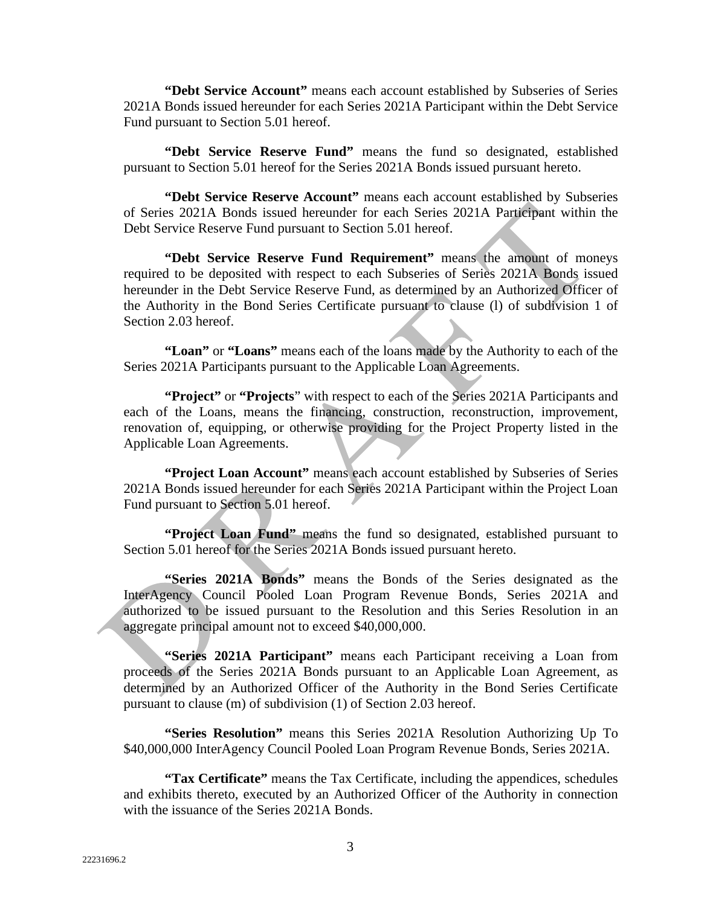**"Debt Service Account"** means each account established by Subseries of Series 2021A Bonds issued hereunder for each Series 2021A Participant within the Debt Service Fund pursuant to Section 5.01 hereof.

**"Debt Service Reserve Fund"** means the fund so designated, established pursuant to Section 5.01 hereof for the Series 2021A Bonds issued pursuant hereto.

**"Debt Service Reserve Account"** means each account established by Subseries of Series 2021A Bonds issued hereunder for each Series 2021A Participant within the Debt Service Reserve Fund pursuant to Section 5.01 hereof.

**"Debt Service Reserve Fund Requirement"** means the amount of moneys required to be deposited with respect to each Subseries of Series 2021A Bonds issued hereunder in the Debt Service Reserve Fund, as determined by an Authorized Officer of the Authority in the Bond Series Certificate pursuant to clause (l) of subdivision 1 of Section 2.03 hereof.

**"Loan"** or **"Loans"** means each of the loans made by the Authority to each of the Series 2021A Participants pursuant to the Applicable Loan Agreements.

**"Project"** or **"Projects"** with respect to each of the Series 2021A Participants and each of the Loans, means the financing, construction, reconstruction, improvement, renovation of, equipping, or otherwise providing for the Project Property listed in the Applicable Loan Agreements.

**"Project Loan Account"** means each account established by Subseries of Series 2021A Bonds issued hereunder for each Series 2021A Participant within the Project Loan Fund pursuant to Section 5.01 hereof.

**"Project Loan Fund"** means the fund so designated, established pursuant to Section 5.01 hereof for the Series 2021A Bonds issued pursuant hereto.

**"Series 2021A Bonds"** means the Bonds of the Series designated as the InterAgency Council Pooled Loan Program Revenue Bonds, Series 2021A and authorized to be issued pursuant to the Resolution and this Series Resolution in an aggregate principal amount not to exceed $40,000,000.

**"Series 2021A Participant"** means each Participant receiving a Loan from proceeds of the Series 2021A Bonds pursuant to an Applicable Loan Agreement, as determined by an Authorized Officer of the Authority in the Bond Series Certificate pursuant to clause (m) of subdivision (1) of Section 2.03 hereof.

**"Series Resolution"** means this Series 2021A Resolution Authorizing Up To $40,000,000 InterAgency Council Pooled Loan Program Revenue Bonds, Series 2021A.

**"Tax Certificate"** means the Tax Certificate, including the appendices, schedules and exhibits thereto, executed by an Authorized Officer of the Authority in connection with the issuance of the Series 2021A Bonds.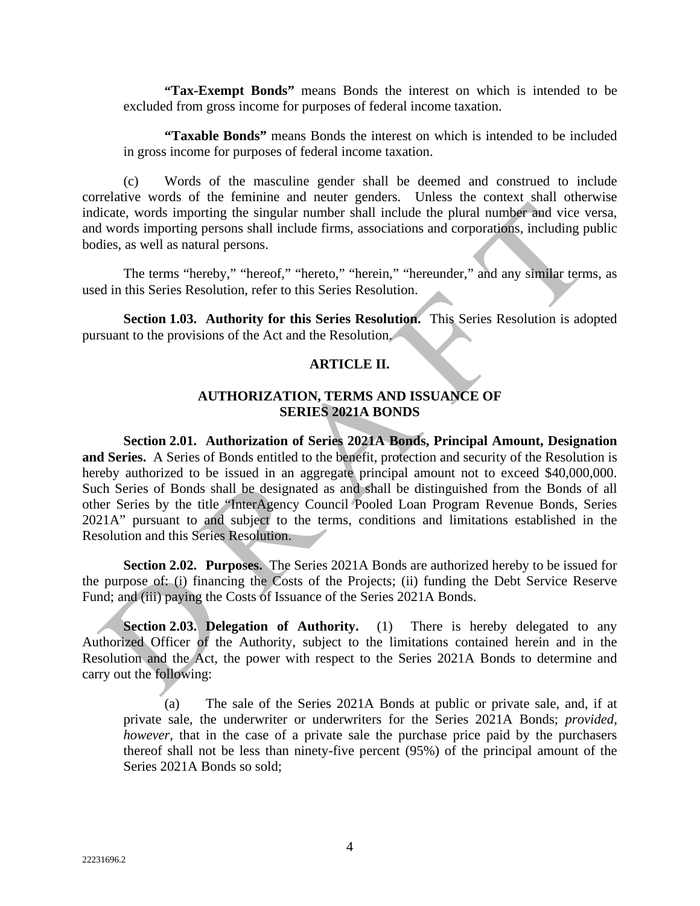**"Tax-Exempt Bonds"** means Bonds the interest on which is intended to be excluded from gross income for purposes of federal income taxation.

**"Taxable Bonds"** means Bonds the interest on which is intended to be included in gross income for purposes of federal income taxation.

(c) Words of the masculine gender shall be deemed and construed to include correlative words of the feminine and neuter genders. Unless the context shall otherwise indicate, words importing the singular number shall include the plural number and vice versa, and words importing persons shall include firms, associations and corporations, including public bodies, as well as natural persons.

The terms "hereby," "hereof," "hereto," "herein," "hereunder," and any similar terms, as used in this Series Resolution, refer to this Series Resolution.

**Section 1.03. Authority for this Series Resolution.** This Series Resolution is adopted pursuant to the provisions of the Act and the Resolution.

## ARTICLE II.

## AUTHORIZATION, TERMS AND ISSUANCE OF SERIES 2021A BONDS

**Section 2.01. Authorization of Series 2021A Bonds, Principal Amount, Designation and Series.** A Series of Bonds entitled to the benefit, protection and security of the Resolution is hereby authorized to be issued in an aggregate principal amount not to exceed $40,000,000. Such Series of Bonds shall be designated as and shall be distinguished from the Bonds of all other Series by the title "InterAgency Council Pooled Loan Program Revenue Bonds, Series 2021A" pursuant to and subject to the terms, conditions and limitations established in the Resolution and this Series Resolution.

**Section 2.02. Purposes.** The Series 2021A Bonds are authorized hereby to be issued for the purpose of: (i) financing the Costs of the Projects; (ii) funding the Debt Service Reserve Fund; and (iii) paying the Costs of Issuance of the Series 2021A Bonds.

**Section 2.03. Delegation of Authority.** (1) There is hereby delegated to any Authorized Officer of the Authority, subject to the limitations contained herein and in the Resolution and the Act, the power with respect to the Series 2021A Bonds to determine and carry out the following:

(a) The sale of the Series 2021A Bonds at public or private sale, and, if at private sale, the underwriter or underwriters for the Series 2021A Bonds; *provided, however,* that in the case of a private sale the purchase price paid by the purchasers thereof shall not be less than ninety-five percent (95%) of the principal amount of the Series 2021A Bonds so sold;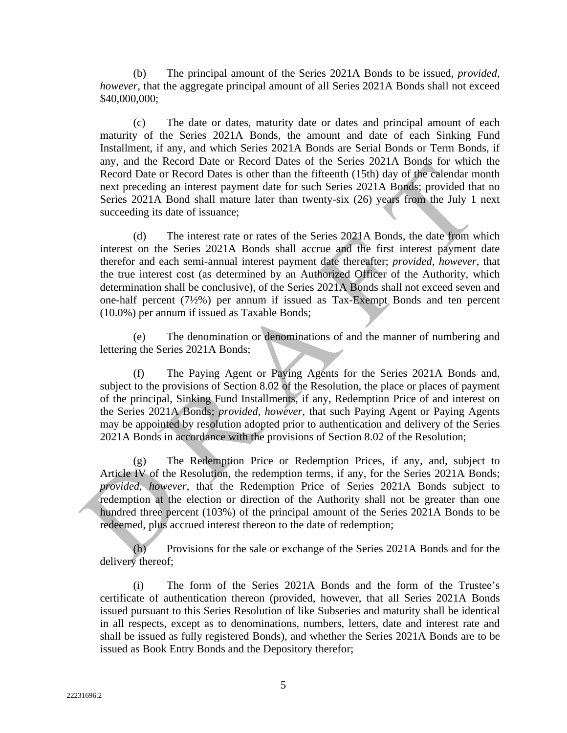(b) The principal amount of the Series 2021A Bonds to be issued, *provided, however*, that the aggregate principal amount of all Series 2021A Bonds shall not exceed $40,000,000;

(c) The date or dates, maturity date or dates and principal amount of each maturity of the Series 2021A Bonds, the amount and date of each Sinking Fund Installment, if any, and which Series 2021A Bonds are Serial Bonds or Term Bonds, if any, and the Record Date or Record Dates of the Series 2021A Bonds for which the Record Date or Record Dates is other than the fifteenth (15th) day of the calendar month next preceding an interest payment date for such Series 2021A Bonds; provided that no Series 2021A Bond shall mature later than twenty-six (26) years from the July 1 next succeeding its date of issuance;

(d) The interest rate or rates of the Series 2021A Bonds, the date from which interest on the Series 2021A Bonds shall accrue and the first interest payment date therefor and each semi-annual interest payment date thereafter; *provided, however*, that the true interest cost (as determined by an Authorized Officer of the Authority, which determination shall be conclusive), of the Series 2021A Bonds shall not exceed seven and one-half percent (7½%) per annum if issued as Tax-Exempt Bonds and ten percent (10.0%) per annum if issued as Taxable Bonds;

(e) The denomination or denominations of and the manner of numbering and lettering the Series 2021A Bonds;

(f) The Paying Agent or Paying Agents for the Series 2021A Bonds and, subject to the provisions of Section 8.02 of the Resolution, the place or places of payment of the principal, Sinking Fund Installments, if any, Redemption Price of and interest on the Series 2021A Bonds; *provided, however*, that such Paying Agent or Paying Agents may be appointed by resolution adopted prior to authentication and delivery of the Series 2021A Bonds in accordance with the provisions of Section 8.02 of the Resolution;

(g) The Redemption Price or Redemption Prices, if any, and, subject to Article IV of the Resolution, the redemption terms, if any, for the Series 2021A Bonds; *provided, however*, that the Redemption Price of Series 2021A Bonds subject to redemption at the election or direction of the Authority shall not be greater than one hundred three percent (103%) of the principal amount of the Series 2021A Bonds to be redeemed, plus accrued interest thereon to the date of redemption;

(h) Provisions for the sale or exchange of the Series 2021A Bonds and for the delivery thereof;

(i) The form of the Series 2021A Bonds and the form of the Trustee's certificate of authentication thereon (provided, however, that all Series 2021A Bonds issued pursuant to this Series Resolution of like Subseries and maturity shall be identical in all respects, except as to denominations, numbers, letters, date and interest rate and shall be issued as fully registered Bonds), and whether the Series 2021A Bonds are to be issued as Book Entry Bonds and the Depository therefor;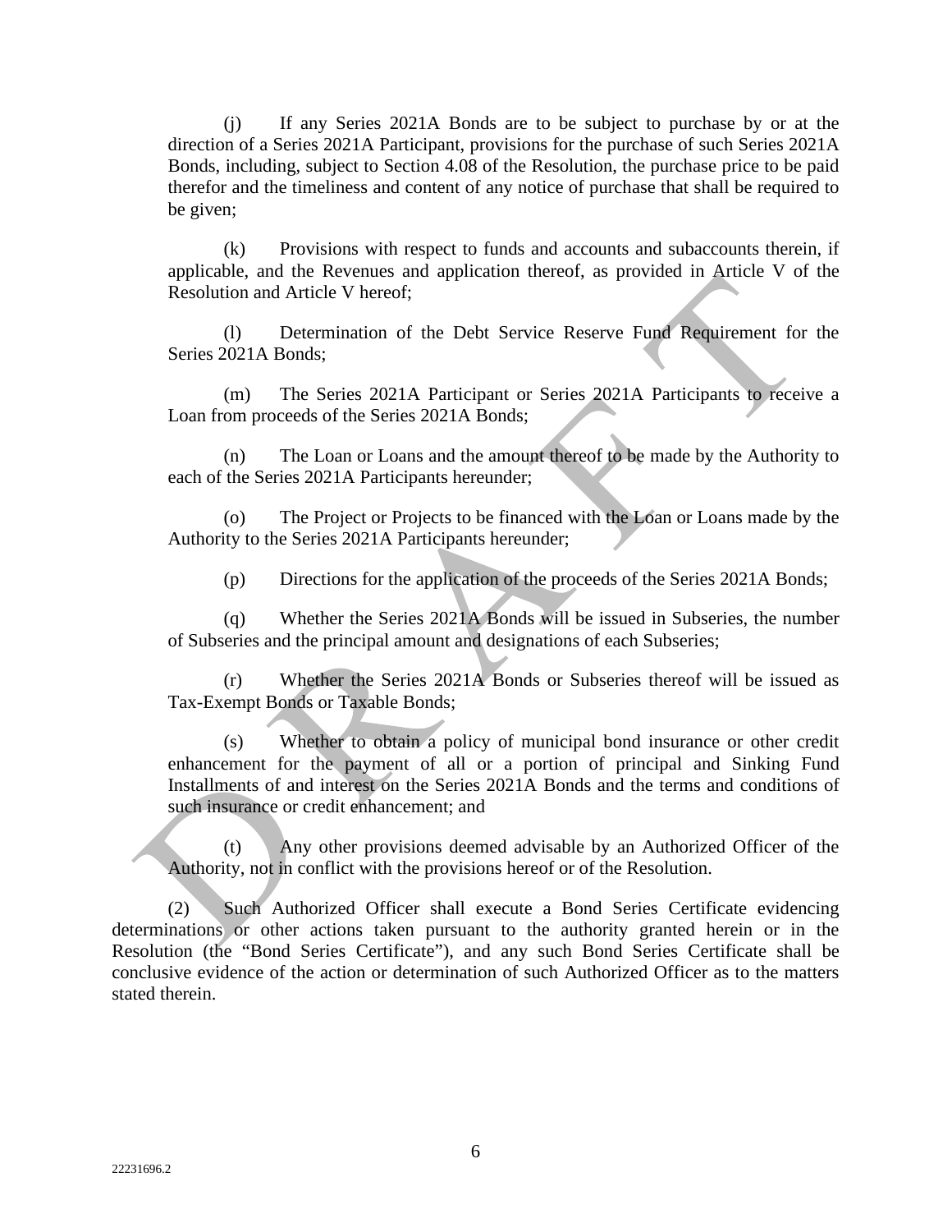(j) If any Series 2021A Bonds are to be subject to purchase by or at the direction of a Series 2021A Participant, provisions for the purchase of such Series 2021A Bonds, including, subject to Section 4.08 of the Resolution, the purchase price to be paid therefor and the timeliness and content of any notice of purchase that shall be required to be given;

(k) Provisions with respect to funds and accounts and subaccounts therein, if applicable, and the Revenues and application thereof, as provided in Article V of the Resolution and Article V hereof;

(l) Determination of the Debt Service Reserve Fund Requirement for the Series 2021A Bonds;

(m) The Series 2021A Participant or Series 2021A Participants to receive a Loan from proceeds of the Series 2021A Bonds;

(n) The Loan or Loans and the amount thereof to be made by the Authority to each of the Series 2021A Participants hereunder;

(o) The Project or Projects to be financed with the Loan or Loans made by the Authority to the Series 2021A Participants hereunder;

(p) Directions for the application of the proceeds of the Series 2021A Bonds;

(q) Whether the Series 2021A Bonds will be issued in Subseries, the number of Subseries and the principal amount and designations of each Subseries;

(r) Whether the Series 2021A Bonds or Subseries thereof will be issued as Tax-Exempt Bonds or Taxable Bonds;

(s) Whether to obtain a policy of municipal bond insurance or other credit enhancement for the payment of all or a portion of principal and Sinking Fund Installments of and interest on the Series 2021A Bonds and the terms and conditions of such insurance or credit enhancement; and

(t) Any other provisions deemed advisable by an Authorized Officer of the Authority, not in conflict with the provisions hereof or of the Resolution.

(2) Such Authorized Officer shall execute a Bond Series Certificate evidencing determinations or other actions taken pursuant to the authority granted herein or in the Resolution (the "Bond Series Certificate"), and any such Bond Series Certificate shall be conclusive evidence of the action or determination of such Authorized Officer as to the matters stated therein.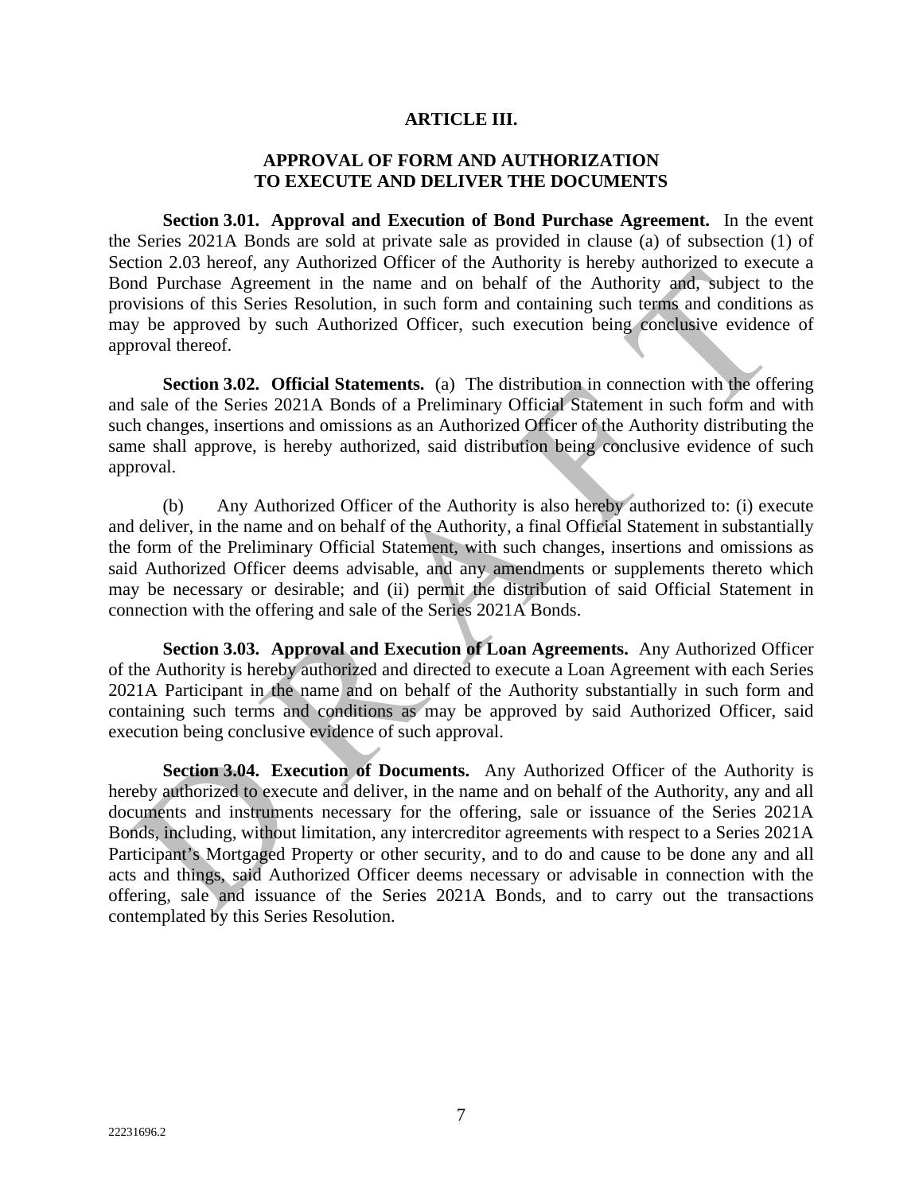## ARTICLE III.

## APPROVAL OF FORM AND AUTHORIZATION TO EXECUTE AND DELIVER THE DOCUMENTS

**Section 3.01. Approval and Execution of Bond Purchase Agreement.** In the event the Series 2021A Bonds are sold at private sale as provided in clause (a) of subsection (1) of Section 2.03 hereof, any Authorized Officer of the Authority is hereby authorized to execute a Bond Purchase Agreement in the name and on behalf of the Authority and, subject to the provisions of this Series Resolution, in such form and containing such terms and conditions as may be approved by such Authorized Officer, such execution being conclusive evidence of approval thereof.

**Section 3.02. Official Statements.** (a) The distribution in connection with the offering and sale of the Series 2021A Bonds of a Preliminary Official Statement in such form and with such changes, insertions and omissions as an Authorized Officer of the Authority distributing the same shall approve, is hereby authorized, said distribution being conclusive evidence of such approval.

(b) Any Authorized Officer of the Authority is also hereby authorized to: (i) execute and deliver, in the name and on behalf of the Authority, a final Official Statement in substantially the form of the Preliminary Official Statement, with such changes, insertions and omissions as said Authorized Officer deems advisable, and any amendments or supplements thereto which may be necessary or desirable; and (ii) permit the distribution of said Official Statement in connection with the offering and sale of the Series 2021A Bonds.

**Section 3.03. Approval and Execution of Loan Agreements.** Any Authorized Officer of the Authority is hereby authorized and directed to execute a Loan Agreement with each Series 2021A Participant in the name and on behalf of the Authority substantially in such form and containing such terms and conditions as may be approved by said Authorized Officer, said execution being conclusive evidence of such approval.

**Section 3.04. Execution of Documents.** Any Authorized Officer of the Authority is hereby authorized to execute and deliver, in the name and on behalf of the Authority, any and all documents and instruments necessary for the offering, sale or issuance of the Series 2021A Bonds, including, without limitation, any intercreditor agreements with respect to a Series 2021A Participant's Mortgaged Property or other security, and to do and cause to be done any and all acts and things, said Authorized Officer deems necessary or advisable in connection with the offering, sale and issuance of the Series 2021A Bonds, and to carry out the transactions contemplated by this Series Resolution.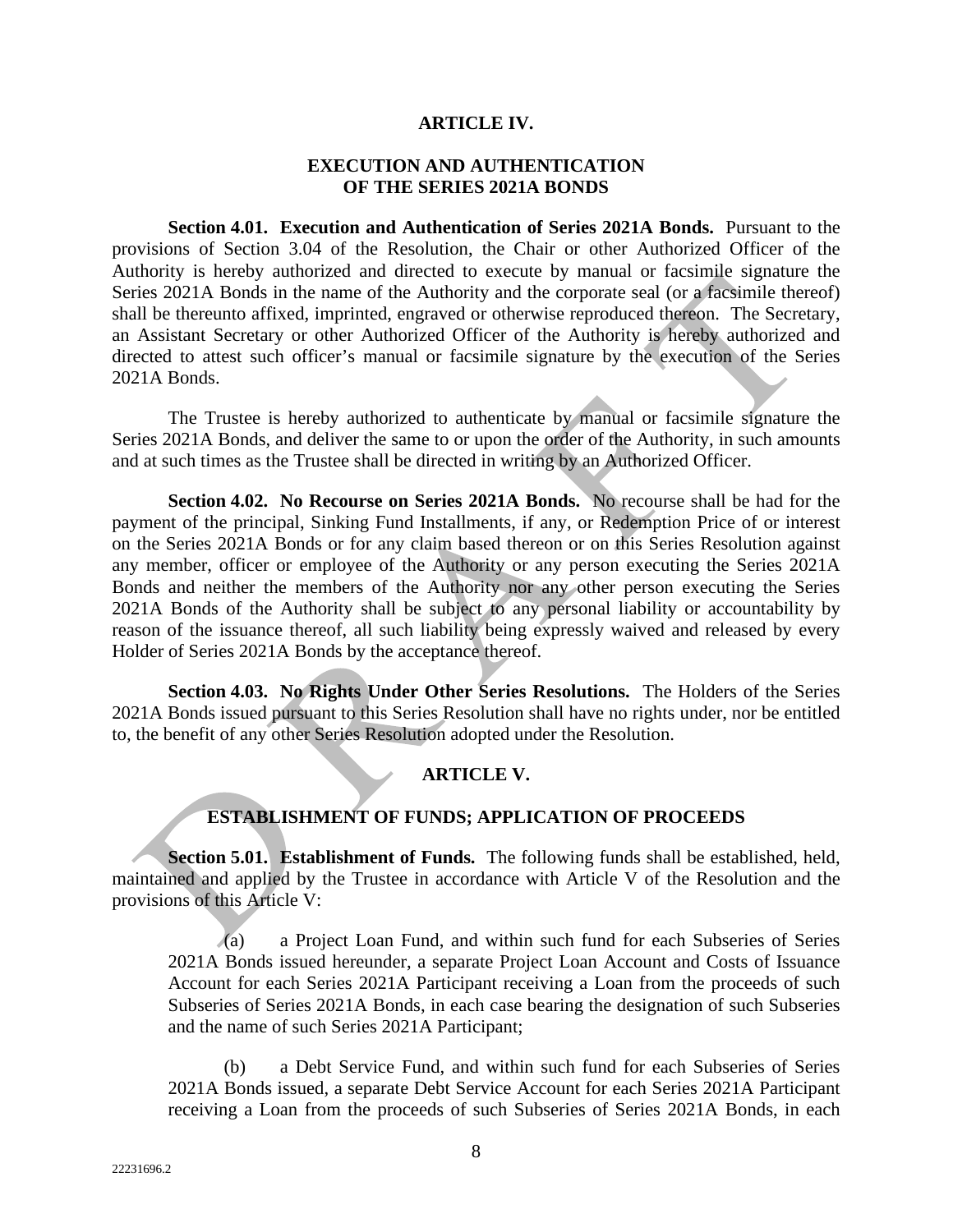## ARTICLE IV.

## EXECUTION AND AUTHENTICATION OF THE SERIES 2021A BONDS

**Section 4.01. Execution and Authentication of Series 2021A Bonds.** Pursuant to the provisions of Section 3.04 of the Resolution, the Chair or other Authorized Officer of the Authority is hereby authorized and directed to execute by manual or facsimile signature the Series 2021A Bonds in the name of the Authority and the corporate seal (or a facsimile thereof) shall be thereunto affixed, imprinted, engraved or otherwise reproduced thereon. The Secretary, an Assistant Secretary or other Authorized Officer of the Authority is hereby authorized and directed to attest such officer's manual or facsimile signature by the execution of the Series 2021A Bonds.

The Trustee is hereby authorized to authenticate by manual or facsimile signature the Series 2021A Bonds, and deliver the same to or upon the order of the Authority, in such amounts and at such times as the Trustee shall be directed in writing by an Authorized Officer.

**Section 4.02. No Recourse on Series 2021A Bonds.** No recourse shall be had for the payment of the principal, Sinking Fund Installments, if any, or Redemption Price of or interest on the Series 2021A Bonds or for any claim based thereon or on this Series Resolution against any member, officer or employee of the Authority or any person executing the Series 2021A Bonds and neither the members of the Authority nor any other person executing the Series 2021A Bonds of the Authority shall be subject to any personal liability or accountability by reason of the issuance thereof, all such liability being expressly waived and released by every Holder of Series 2021A Bonds by the acceptance thereof.

**Section 4.03. No Rights Under Other Series Resolutions.** The Holders of the Series 2021A Bonds issued pursuant to this Series Resolution shall have no rights under, nor be entitled to, the benefit of any other Series Resolution adopted under the Resolution.

## ARTICLE V.

## ESTABLISHMENT OF FUNDS; APPLICATION OF PROCEEDS

**Section 5.01. Establishment of Funds.** The following funds shall be established, held, maintained and applied by the Trustee in accordance with Article V of the Resolution and the provisions of this Article V:

(a) a Project Loan Fund, and within such fund for each Subseries of Series 2021A Bonds issued hereunder, a separate Project Loan Account and Costs of Issuance Account for each Series 2021A Participant receiving a Loan from the proceeds of such Subseries of Series 2021A Bonds, in each case bearing the designation of such Subseries and the name of such Series 2021A Participant;

(b) a Debt Service Fund, and within such fund for each Subseries of Series 2021A Bonds issued, a separate Debt Service Account for each Series 2021A Participant receiving a Loan from the proceeds of such Subseries of Series 2021A Bonds, in each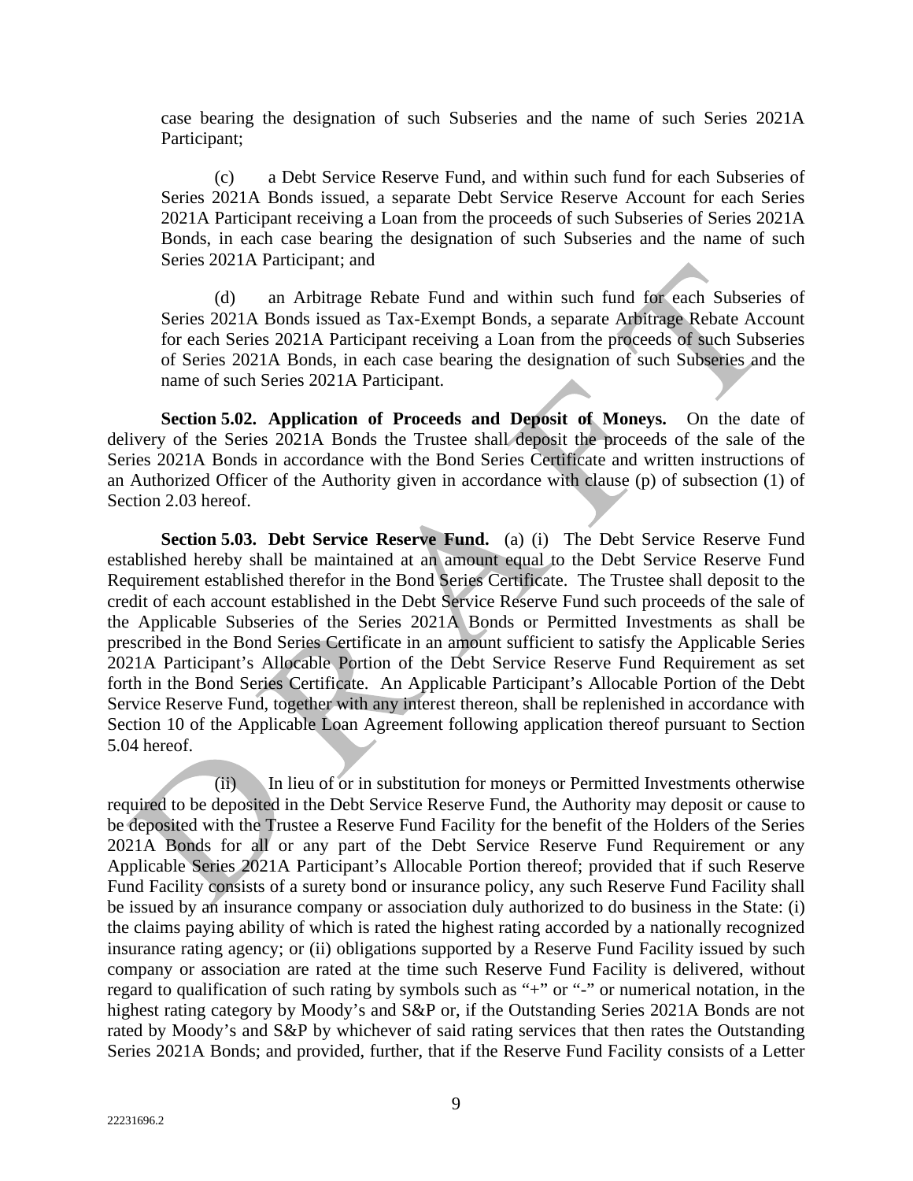case bearing the designation of such Subseries and the name of such Series 2021A Participant;

(c) a Debt Service Reserve Fund, and within such fund for each Subseries of Series 2021A Bonds issued, a separate Debt Service Reserve Account for each Series 2021A Participant receiving a Loan from the proceeds of such Subseries of Series 2021A Bonds, in each case bearing the designation of such Subseries and the name of such Series 2021A Participant; and

(d) an Arbitrage Rebate Fund and within such fund for each Subseries of Series 2021A Bonds issued as Tax-Exempt Bonds, a separate Arbitrage Rebate Account for each Series 2021A Participant receiving a Loan from the proceeds of such Subseries of Series 2021A Bonds, in each case bearing the designation of such Subseries and the name of such Series 2021A Participant.

**Section 5.02. Application of Proceeds and Deposit of Moneys.** On the date of delivery of the Series 2021A Bonds the Trustee shall deposit the proceeds of the sale of the Series 2021A Bonds in accordance with the Bond Series Certificate and written instructions of an Authorized Officer of the Authority given in accordance with clause (p) of subsection (1) of Section 2.03 hereof.

**Section 5.03. Debt Service Reserve Fund.** (a) (i) The Debt Service Reserve Fund established hereby shall be maintained at an amount equal to the Debt Service Reserve Fund Requirement established therefor in the Bond Series Certificate. The Trustee shall deposit to the credit of each account established in the Debt Service Reserve Fund such proceeds of the sale of the Applicable Subseries of the Series 2021A Bonds or Permitted Investments as shall be prescribed in the Bond Series Certificate in an amount sufficient to satisfy the Applicable Series 2021A Participant's Allocable Portion of the Debt Service Reserve Fund Requirement as set forth in the Bond Series Certificate. An Applicable Participant's Allocable Portion of the Debt Service Reserve Fund, together with any interest thereon, shall be replenished in accordance with Section 10 of the Applicable Loan Agreement following application thereof pursuant to Section 5.04 hereof.

(ii) In lieu of or in substitution for moneys or Permitted Investments otherwise required to be deposited in the Debt Service Reserve Fund, the Authority may deposit or cause to be deposited with the Trustee a Reserve Fund Facility for the benefit of the Holders of the Series 2021A Bonds for all or any part of the Debt Service Reserve Fund Requirement or any Applicable Series 2021A Participant's Allocable Portion thereof; provided that if such Reserve Fund Facility consists of a surety bond or insurance policy, any such Reserve Fund Facility shall be issued by an insurance company or association duly authorized to do business in the State: (i) the claims paying ability of which is rated the highest rating accorded by a nationally recognized insurance rating agency; or (ii) obligations supported by a Reserve Fund Facility issued by such company or association are rated at the time such Reserve Fund Facility is delivered, without regard to qualification of such rating by symbols such as "+" or "-" or numerical notation, in the highest rating category by Moody's and S&P or, if the Outstanding Series 2021A Bonds are not rated by Moody's and S&P by whichever of said rating services that then rates the Outstanding Series 2021A Bonds; and provided, further, that if the Reserve Fund Facility consists of a Letter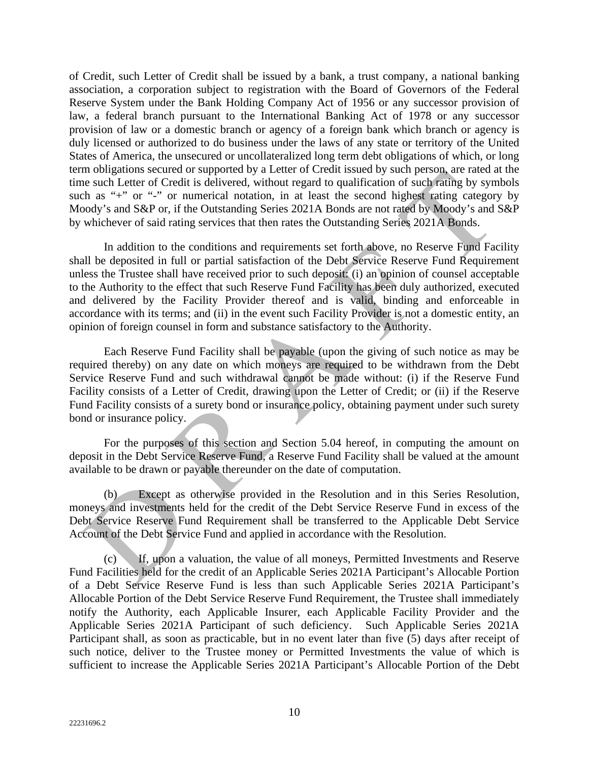of Credit, such Letter of Credit shall be issued by a bank, a trust company, a national banking association, a corporation subject to registration with the Board of Governors of the Federal Reserve System under the Bank Holding Company Act of 1956 or any successor provision of law, a federal branch pursuant to the International Banking Act of 1978 or any successor provision of law or a domestic branch or agency of a foreign bank which branch or agency is duly licensed or authorized to do business under the laws of any state or territory of the United States of America, the unsecured or uncollateralized long term debt obligations of which, or long term obligations secured or supported by a Letter of Credit issued by such person, are rated at the time such Letter of Credit is delivered, without regard to qualification of such rating by symbols such as "+" or "-" or numerical notation, in at least the second highest rating category by Moody's and S&P or, if the Outstanding Series 2021A Bonds are not rated by Moody's and S&P by whichever of said rating services that then rates the Outstanding Series 2021A Bonds.

In addition to the conditions and requirements set forth above, no Reserve Fund Facility shall be deposited in full or partial satisfaction of the Debt Service Reserve Fund Requirement unless the Trustee shall have received prior to such deposit: (i) an opinion of counsel acceptable to the Authority to the effect that such Reserve Fund Facility has been duly authorized, executed and delivered by the Facility Provider thereof and is valid, binding and enforceable in accordance with its terms; and (ii) in the event such Facility Provider is not a domestic entity, an opinion of foreign counsel in form and substance satisfactory to the Authority.

Each Reserve Fund Facility shall be payable (upon the giving of such notice as may be required thereby) on any date on which moneys are required to be withdrawn from the Debt Service Reserve Fund and such withdrawal cannot be made without: (i) if the Reserve Fund Facility consists of a Letter of Credit, drawing upon the Letter of Credit; or (ii) if the Reserve Fund Facility consists of a surety bond or insurance policy, obtaining payment under such surety bond or insurance policy.

For the purposes of this section and Section 5.04 hereof, in computing the amount on deposit in the Debt Service Reserve Fund, a Reserve Fund Facility shall be valued at the amount available to be drawn or payable thereunder on the date of computation.

(b) Except as otherwise provided in the Resolution and in this Series Resolution, moneys and investments held for the credit of the Debt Service Reserve Fund in excess of the Debt Service Reserve Fund Requirement shall be transferred to the Applicable Debt Service Account of the Debt Service Fund and applied in accordance with the Resolution.

(c) If, upon a valuation, the value of all moneys, Permitted Investments and Reserve Fund Facilities held for the credit of an Applicable Series 2021A Participant's Allocable Portion of a Debt Service Reserve Fund is less than such Applicable Series 2021A Participant's Allocable Portion of the Debt Service Reserve Fund Requirement, the Trustee shall immediately notify the Authority, each Applicable Insurer, each Applicable Facility Provider and the Applicable Series 2021A Participant of such deficiency. Such Applicable Series 2021A Participant shall, as soon as practicable, but in no event later than five (5) days after receipt of such notice, deliver to the Trustee money or Permitted Investments the value of which is sufficient to increase the Applicable Series 2021A Participant's Allocable Portion of the Debt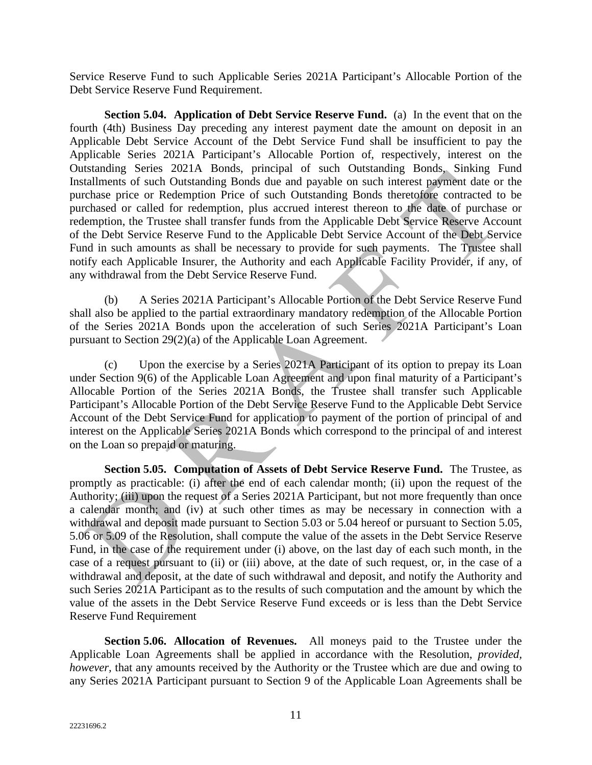Service Reserve Fund to such Applicable Series 2021A Participant's Allocable Portion of the Debt Service Reserve Fund Requirement.

**Section 5.04. Application of Debt Service Reserve Fund.** (a) In the event that on the fourth (4th) Business Day preceding any interest payment date the amount on deposit in an Applicable Debt Service Account of the Debt Service Fund shall be insufficient to pay the Applicable Series 2021A Participant's Allocable Portion of, respectively, interest on the Outstanding Series 2021A Bonds, principal of such Outstanding Bonds, Sinking Fund Installments of such Outstanding Bonds due and payable on such interest payment date or the purchase price or Redemption Price of such Outstanding Bonds theretofore contracted to be purchased or called for redemption, plus accrued interest thereon to the date of purchase or redemption, the Trustee shall transfer funds from the Applicable Debt Service Reserve Account of the Debt Service Reserve Fund to the Applicable Debt Service Account of the Debt Service Fund in such amounts as shall be necessary to provide for such payments. The Trustee shall notify each Applicable Insurer, the Authority and each Applicable Facility Provider, if any, of any withdrawal from the Debt Service Reserve Fund.

(b) A Series 2021A Participant's Allocable Portion of the Debt Service Reserve Fund shall also be applied to the partial extraordinary mandatory redemption of the Allocable Portion of the Series 2021A Bonds upon the acceleration of such Series 2021A Participant's Loan pursuant to Section 29(2)(a) of the Applicable Loan Agreement.

(c) Upon the exercise by a Series 2021A Participant of its option to prepay its Loan under Section 9(6) of the Applicable Loan Agreement and upon final maturity of a Participant's Allocable Portion of the Series 2021A Bonds, the Trustee shall transfer such Applicable Participant's Allocable Portion of the Debt Service Reserve Fund to the Applicable Debt Service Account of the Debt Service Fund for application to payment of the portion of principal of and interest on the Applicable Series 2021A Bonds which correspond to the principal of and interest on the Loan so prepaid or maturing.

**Section 5.05. Computation of Assets of Debt Service Reserve Fund.** The Trustee, as promptly as practicable: (i) after the end of each calendar month; (ii) upon the request of the Authority; (iii) upon the request of a Series 2021A Participant, but not more frequently than once a calendar month; and (iv) at such other times as may be necessary in connection with a withdrawal and deposit made pursuant to Section 5.03 or 5.04 hereof or pursuant to Section 5.05, 5.06 or 5.09 of the Resolution, shall compute the value of the assets in the Debt Service Reserve Fund, in the case of the requirement under (i) above, on the last day of each such month, in the case of a request pursuant to (ii) or (iii) above, at the date of such request, or, in the case of a withdrawal and deposit, at the date of such withdrawal and deposit, and notify the Authority and such Series 2021A Participant as to the results of such computation and the amount by which the value of the assets in the Debt Service Reserve Fund exceeds or is less than the Debt Service Reserve Fund Requirement

**Section 5.06. Allocation of Revenues.** All moneys paid to the Trustee under the Applicable Loan Agreements shall be applied in accordance with the Resolution, *provided, however,* that any amounts received by the Authority or the Trustee which are due and owing to any Series 2021A Participant pursuant to Section 9 of the Applicable Loan Agreements shall be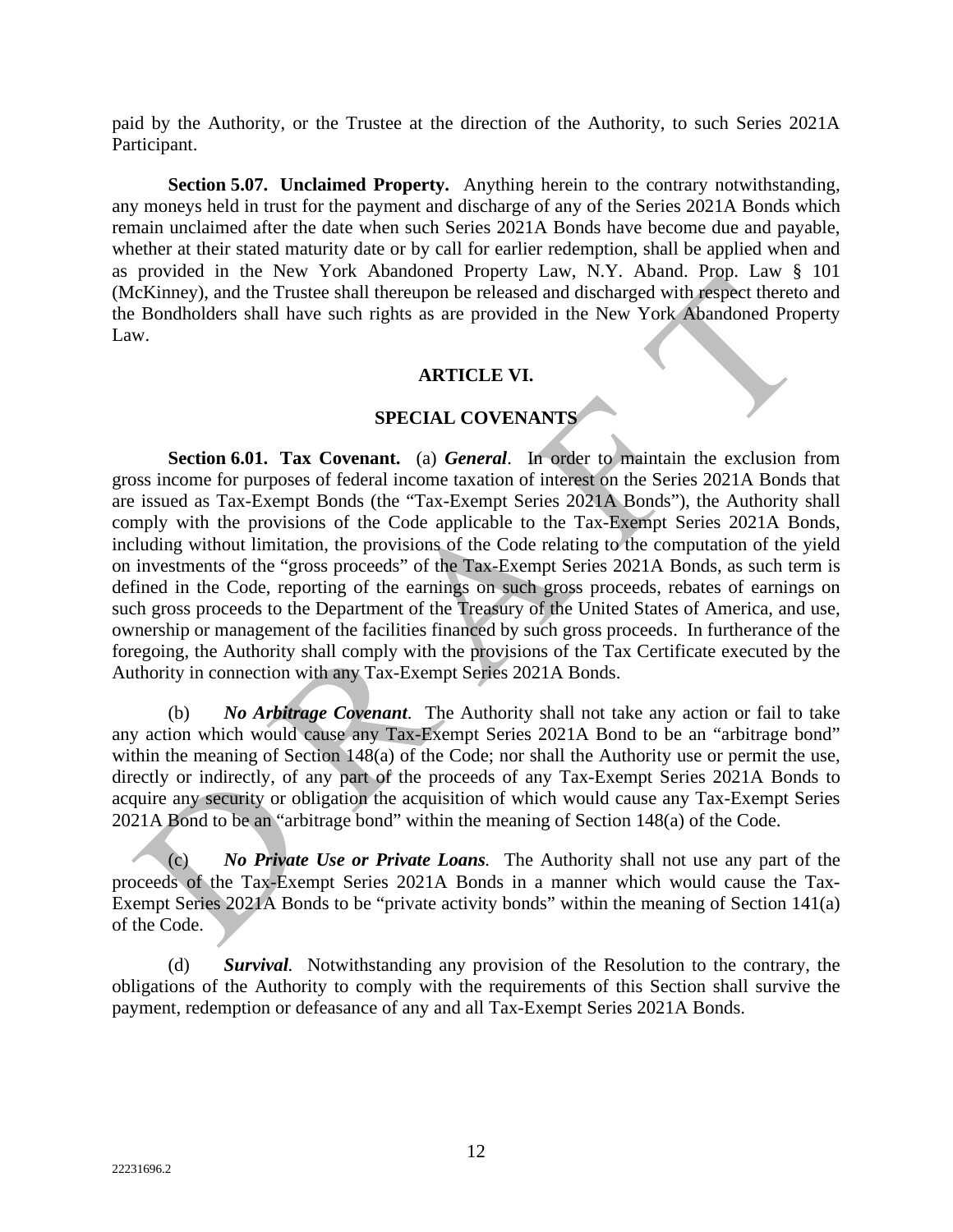paid by the Authority, or the Trustee at the direction of the Authority, to such Series 2021A Participant.

**Section 5.07. Unclaimed Property.** Anything herein to the contrary notwithstanding, any moneys held in trust for the payment and discharge of any of the Series 2021A Bonds which remain unclaimed after the date when such Series 2021A Bonds have become due and payable, whether at their stated maturity date or by call for earlier redemption, shall be applied when and as provided in the New York Abandoned Property Law, N.Y. Aband. Prop. Law § 101 (McKinney), and the Trustee shall thereupon be released and discharged with respect thereto and the Bondholders shall have such rights as are provided in the New York Abandoned Property Law.

## ARTICLE VI.

## SPECIAL COVENANTS

**Section 6.01. Tax Covenant.** (a) ***General***. In order to maintain the exclusion from gross income for purposes of federal income taxation of interest on the Series 2021A Bonds that are issued as Tax-Exempt Bonds (the "Tax-Exempt Series 2021A Bonds"), the Authority shall comply with the provisions of the Code applicable to the Tax-Exempt Series 2021A Bonds, including without limitation, the provisions of the Code relating to the computation of the yield on investments of the "gross proceeds" of the Tax-Exempt Series 2021A Bonds, as such term is defined in the Code, reporting of the earnings on such gross proceeds, rebates of earnings on such gross proceeds to the Department of the Treasury of the United States of America, and use, ownership or management of the facilities financed by such gross proceeds. In furtherance of the foregoing, the Authority shall comply with the provisions of the Tax Certificate executed by the Authority in connection with any Tax-Exempt Series 2021A Bonds.

(b) ***No Arbitrage Covenant***. The Authority shall not take any action or fail to take any action which would cause any Tax-Exempt Series 2021A Bond to be an "arbitrage bond" within the meaning of Section 148(a) of the Code; nor shall the Authority use or permit the use, directly or indirectly, of any part of the proceeds of any Tax-Exempt Series 2021A Bonds to acquire any security or obligation the acquisition of which would cause any Tax-Exempt Series 2021A Bond to be an "arbitrage bond" within the meaning of Section 148(a) of the Code.

(c) ***No Private Use or Private Loans***. The Authority shall not use any part of the proceeds of the Tax-Exempt Series 2021A Bonds in a manner which would cause the Tax-Exempt Series 2021A Bonds to be "private activity bonds" within the meaning of Section 141(a) of the Code.

(d) ***Survival***. Notwithstanding any provision of the Resolution to the contrary, the obligations of the Authority to comply with the requirements of this Section shall survive the payment, redemption or defeasance of any and all Tax-Exempt Series 2021A Bonds.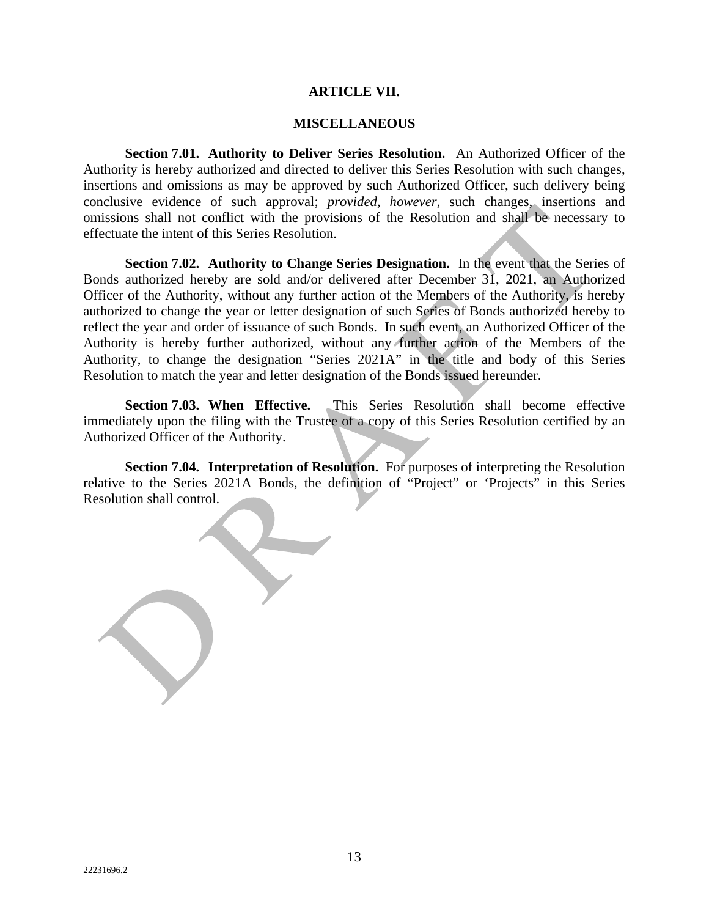# ARTICLE VII.

## MISCELLANEOUS

**Section 7.01. Authority to Deliver Series Resolution.** An Authorized Officer of the Authority is hereby authorized and directed to deliver this Series Resolution with such changes, insertions and omissions as may be approved by such Authorized Officer, such delivery being conclusive evidence of such approval; *provided, however*, such changes, insertions and omissions shall not conflict with the provisions of the Resolution and shall be necessary to effectuate the intent of this Series Resolution.

**Section 7.02. Authority to Change Series Designation.** In the event that the Series of Bonds authorized hereby are sold and/or delivered after December 31, 2021, an Authorized Officer of the Authority, without any further action of the Members of the Authority, is hereby authorized to change the year or letter designation of such Series of Bonds authorized hereby to reflect the year and order of issuance of such Bonds. In such event, an Authorized Officer of the Authority is hereby further authorized, without any further action of the Members of the Authority, to change the designation "Series 2021A" in the title and body of this Series Resolution to match the year and letter designation of the Bonds issued hereunder.

**Section 7.03. When Effective.** This Series Resolution shall become effective immediately upon the filing with the Trustee of a copy of this Series Resolution certified by an Authorized Officer of the Authority.

**Section 7.04. Interpretation of Resolution.** For purposes of interpreting the Resolution relative to the Series 2021A Bonds, the definition of "Project" or 'Projects" in this Series Resolution shall control.

22231696.2